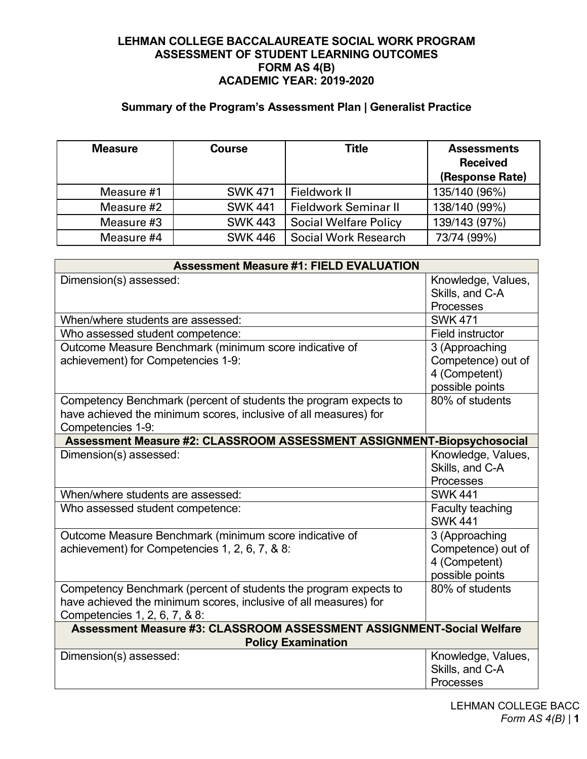# LEHMAN COLLEGE BACCALAUREATE SOCIAL WORK PROGRAM
# ASSESSMENT OF STUDENT LEARNING OUTCOMES
# FORM AS 4(B)
# ACADEMIC YEAR: 2019-2020

## Summary of the Program's Assessment Plan | Generalist Practice

| Measure | Course | Title | Assessments Received (Response Rate) |
|---|---|---|---|
| Measure #1 | SWK 471 | Fieldwork II | 135/140 (96%) |
| Measure #2 | SWK 441 | Fieldwork Seminar II | 138/140 (99%) |
| Measure #3 | SWK 443 | Social Welfare Policy | 139/143 (97%) |
| Measure #4 | SWK 446 | Social Work Research | 73/74 (99%) |

| **Assessment Measure #1: FIELD EVALUATION** | |
|---|---|
| Dimension(s) assessed: | Knowledge, Values, Skills, and C-A Processes |
| When/where students are assessed: | SWK 471 |
| Who assessed student competence: | Field instructor |
| Outcome Measure Benchmark (minimum score indicative of achievement) for Competencies 1-9: | 3 (Approaching Competence) out of 4 (Competent) possible points |
| Competency Benchmark (percent of students the program expects to have achieved the minimum scores, inclusive of all measures) for Competencies 1-9: | 80% of students |
| **Assessment Measure #2: CLASSROOM ASSESSMENT ASSIGNMENT-Biopsychosocial** | |
| Dimension(s) assessed: | Knowledge, Values, Skills, and C-A Processes |
| When/where students are assessed: | SWK 441 |
| Who assessed student competence: | Faculty teaching SWK 441 |
| Outcome Measure Benchmark (minimum score indicative of achievement) for Competencies 1, 2, 6, 7, & 8: | 3 (Approaching Competence) out of 4 (Competent) possible points |
| Competency Benchmark (percent of students the program expects to have achieved the minimum scores, inclusive of all measures) for Competencies 1, 2, 6, 7, & 8: | 80% of students |
| **Assessment Measure #3: CLASSROOM ASSESSMENT ASSIGNMENT-Social Welfare Policy Examination** | |
| Dimension(s) assessed: | Knowledge, Values, Skills, and C-A Processes |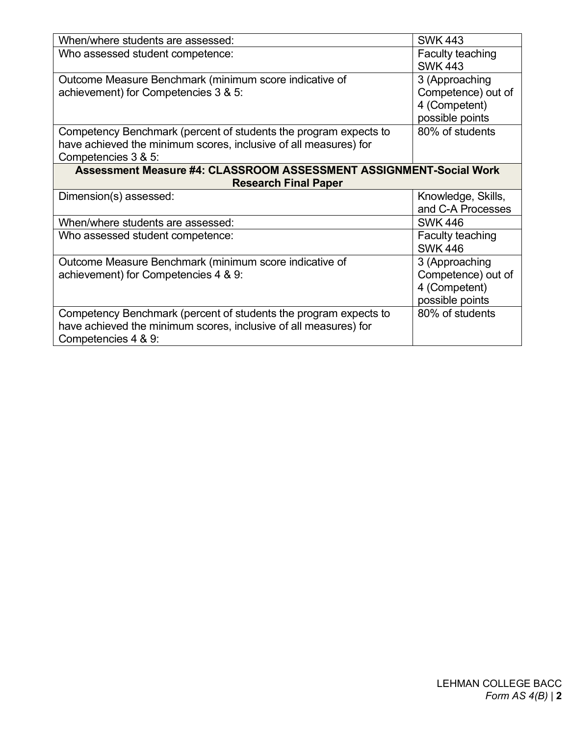| | |
|---|---|
| When/where students are assessed: | SWK 443 |
| Who assessed student competence: | Faculty teaching SWK 443 |
| Outcome Measure Benchmark (minimum score indicative of achievement) for Competencies 3 & 5: | 3 (Approaching Competence) out of 4 (Competent) possible points |
| Competency Benchmark (percent of students the program expects to have achieved the minimum scores, inclusive of all measures) for Competencies 3 & 5: | 80% of students |
| **Assessment Measure #4: CLASSROOM ASSESSMENT ASSIGNMENT-Social Work Research Final Paper** | |
| Dimension(s) assessed: | Knowledge, Skills, and C-A Processes |
| When/where students are assessed: | SWK 446 |
| Who assessed student competence: | Faculty teaching SWK 446 |
| Outcome Measure Benchmark (minimum score indicative of achievement) for Competencies 4 & 9: | 3 (Approaching Competence) out of 4 (Competent) possible points |
| Competency Benchmark (percent of students the program expects to have achieved the minimum scores, inclusive of all measures) for Competencies 4 & 9: | 80% of students |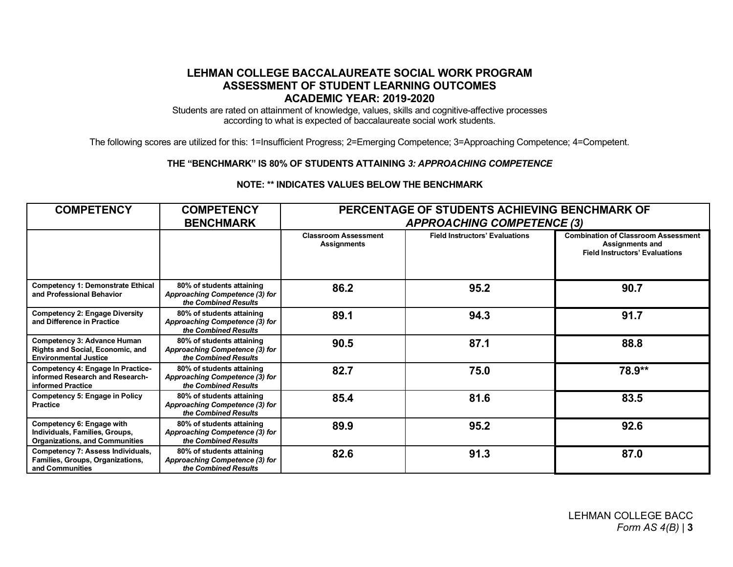# LEHMAN COLLEGE BACCALAUREATE SOCIAL WORK PROGRAM
## ASSESSMENT OF STUDENT LEARNING OUTCOMES
## ACADEMIC YEAR: 2019-2020

Students are rated on attainment of knowledge, values, skills and cognitive-affective processes according to what is expected of baccalaureate social work students.

The following scores are utilized for this: 1=Insufficient Progress; 2=Emerging Competence; 3=Approaching Competence; 4=Competent.

**THE "BENCHMARK" IS 80% OF STUDENTS ATTAINING *3: APPROACHING COMPETENCE***

**NOTE: ** INDICATES VALUES BELOW THE BENCHMARK**

| COMPETENCY | COMPETENCY BENCHMARK | PERCENTAGE OF STUDENTS ACHIEVING BENCHMARK OF *APPROACHING COMPETENCE (3)* | | |
|---|---|---|---|---|
| | | **Classroom Assessment Assignments** | **Field Instructors' Evaluations** | **Combination of Classroom Assessment Assignments and Field Instructors' Evaluations** |
| **Competency 1: Demonstrate Ethical and Professional Behavior** | **80% of students attaining *Approaching Competence (3) for the Combined Results*** | **86.2** | **95.2** | **90.7** |
| **Competency 2: Engage Diversity and Difference in Practice** | **80% of students attaining *Approaching Competence (3) for the Combined Results*** | **89.1** | **94.3** | **91.7** |
| **Competency 3: Advance Human Rights and Social, Economic, and Environmental Justice** | **80% of students attaining *Approaching Competence (3) for the Combined Results*** | **90.5** | **87.1** | **88.8** |
| **Competency 4: Engage In Practice-informed Research and Research-informed Practice** | **80% of students attaining *Approaching Competence (3) for the Combined Results*** | **82.7** | **75.0** | **78.9**** |
| **Competency 5: Engage in Policy Practice** | **80% of students attaining *Approaching Competence (3) for the Combined Results*** | **85.4** | **81.6** | **83.5** |
| **Competency 6: Engage with Individuals, Families, Groups, Organizations, and Communities** | **80% of students attaining *Approaching Competence (3) for the Combined Results*** | **89.9** | **95.2** | **92.6** |
| **Competency 7: Assess Individuals, Families, Groups, Organizations, and Communities** | **80% of students attaining *Approaching Competence (3) for the Combined Results*** | **82.6** | **91.3** | **87.0** |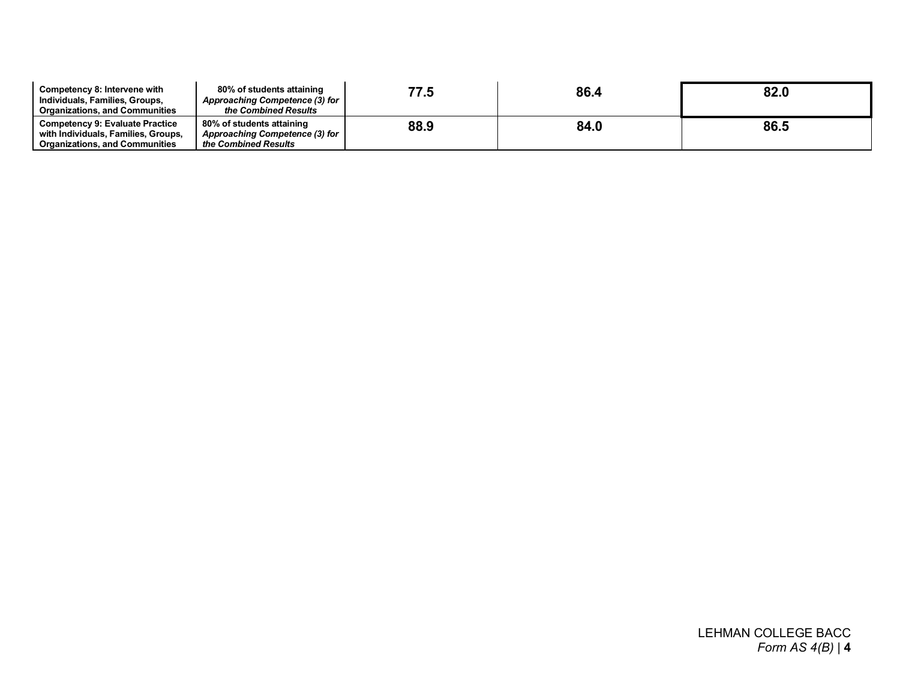| | | | | |
|---|---|---|---|---|
| **Competency 8: Intervene with Individuals, Families, Groups, Organizations, and Communities** | **80% of students attaining *Approaching Competence (3) for the Combined Results*** | **77.5** | **86.4** | **82.0** |
| **Competency 9: Evaluate Practice with Individuals, Families, Groups, Organizations, and Communities** | **80% of students attaining *Approaching Competence (3) for the Combined Results*** | **88.9** | **84.0** | **86.5** |